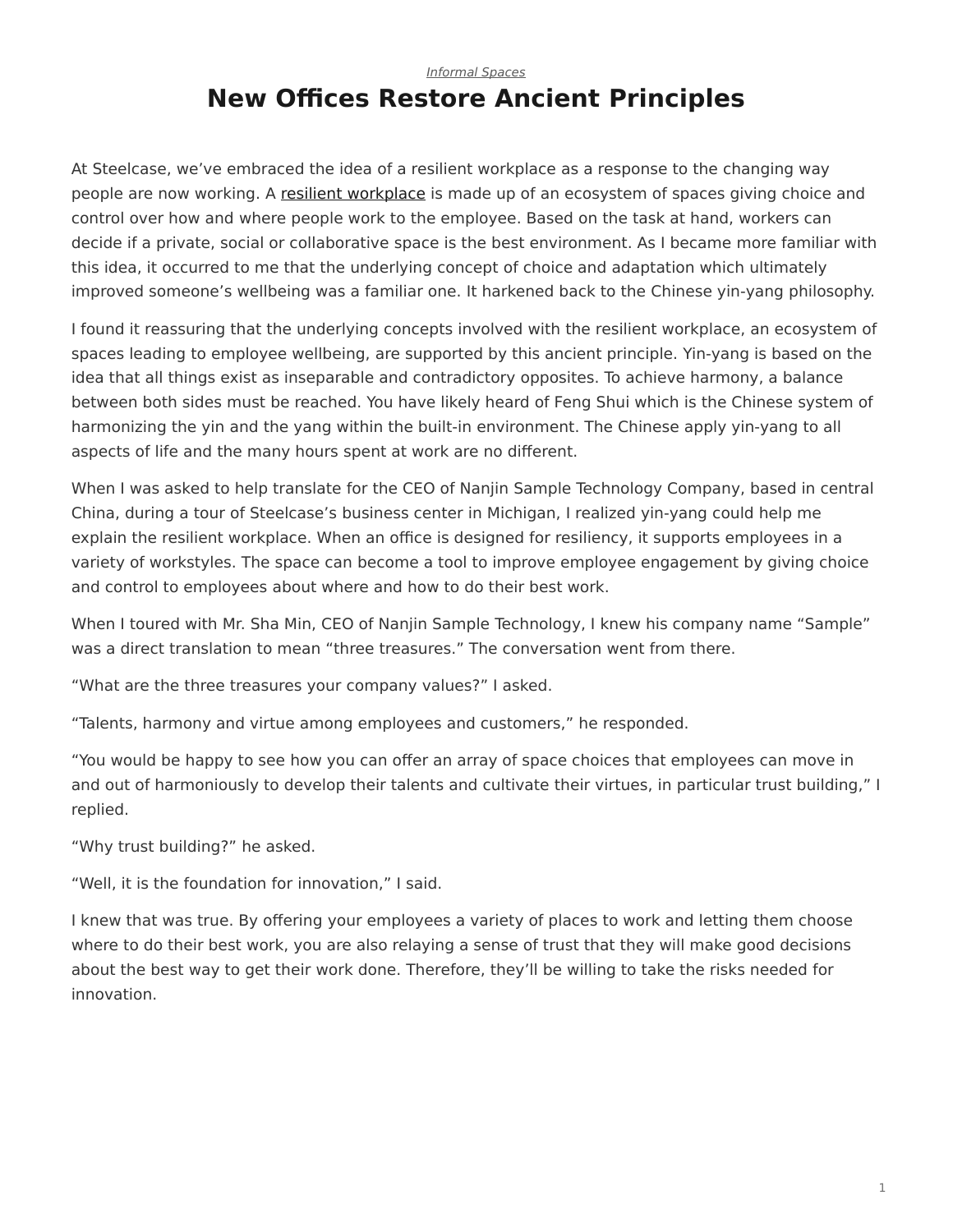*Informal Spaces*

# New Offices Restore Ancient Principles

At Steelcase, we've embraced the idea of a resilient workplace as a response to the changing way people are now working. A resilient workplace is made up of an ecosystem of spaces giving choice and control over how and where people work to the employee. Based on the task at hand, workers can decide if a private, social or collaborative space is the best environment. As I became more familiar with this idea, it occurred to me that the underlying concept of choice and adaptation which ultimately improved someone's wellbeing was a familiar one. It harkened back to the Chinese yin-yang philosophy.

I found it reassuring that the underlying concepts involved with the resilient workplace, an ecosystem of spaces leading to employee wellbeing, are supported by this ancient principle. Yin-yang is based on the idea that all things exist as inseparable and contradictory opposites. To achieve harmony, a balance between both sides must be reached. You have likely heard of Feng Shui which is the Chinese system of harmonizing the yin and the yang within the built-in environment. The Chinese apply yin-yang to all aspects of life and the many hours spent at work are no different.

When I was asked to help translate for the CEO of Nanjin Sample Technology Company, based in central China, during a tour of Steelcase's business center in Michigan, I realized yin-yang could help me explain the resilient workplace. When an office is designed for resiliency, it supports employees in a variety of workstyles. The space can become a tool to improve employee engagement by giving choice and control to employees about where and how to do their best work.

When I toured with Mr. Sha Min, CEO of Nanjin Sample Technology, I knew his company name "Sample" was a direct translation to mean "three treasures." The conversation went from there.

"What are the three treasures your company values?" I asked.

"Talents, harmony and virtue among employees and customers," he responded.

"You would be happy to see how you can offer an array of space choices that employees can move in and out of harmoniously to develop their talents and cultivate their virtues, in particular trust building," I replied.

"Why trust building?" he asked.

"Well, it is the foundation for innovation," I said.

I knew that was true. By offering your employees a variety of places to work and letting them choose where to do their best work, you are also relaying a sense of trust that they will make good decisions about the best way to get their work done. Therefore, they'll be willing to take the risks needed for innovation.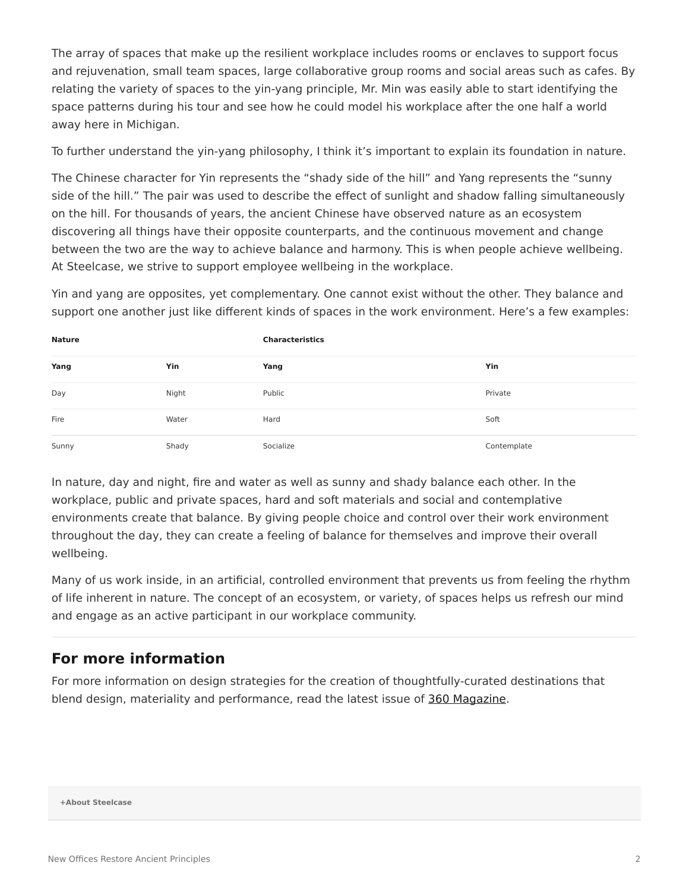The array of spaces that make up the resilient workplace includes rooms or enclaves to support focus and rejuvenation, small team spaces, large collaborative group rooms and social areas such as cafes. By relating the variety of spaces to the yin-yang principle, Mr. Min was easily able to start identifying the space patterns during his tour and see how he could model his workplace after the one half a world away here in Michigan.

To further understand the yin-yang philosophy, I think it's important to explain its foundation in nature.

The Chinese character for Yin represents the "shady side of the hill" and Yang represents the "sunny side of the hill." The pair was used to describe the effect of sunlight and shadow falling simultaneously on the hill. For thousands of years, the ancient Chinese have observed nature as an ecosystem discovering all things have their opposite counterparts, and the continuous movement and change between the two are the way to achieve balance and harmony. This is when people achieve wellbeing. At Steelcase, we strive to support employee wellbeing in the workplace.

Yin and yang are opposites, yet complementary. One cannot exist without the other. They balance and support one another just like different kinds of spaces in the work environment. Here's a few examples:

| Nature | | Characteristics | |
|---|---|---|---|
| **Yang** | **Yin** | **Yang** | **Yin** |
| Day | Night | Public | Private |
| Fire | Water | Hard | Soft |
| Sunny | Shady | Socialize | Contemplate |

In nature, day and night, fire and water as well as sunny and shady balance each other. In the workplace, public and private spaces, hard and soft materials and social and contemplative environments create that balance. By giving people choice and control over their work environment throughout the day, they can create a feeling of balance for themselves and improve their overall wellbeing.

Many of us work inside, in an artificial, controlled environment that prevents us from feeling the rhythm of life inherent in nature. The concept of an ecosystem, or variety, of spaces helps us refresh our mind and engage as an active participant in our workplace community.

## For more information

For more information on design strategies for the creation of thoughtfully-curated destinations that blend design, materiality and performance, read the latest issue of 360 Magazine.

**+About Steelcase**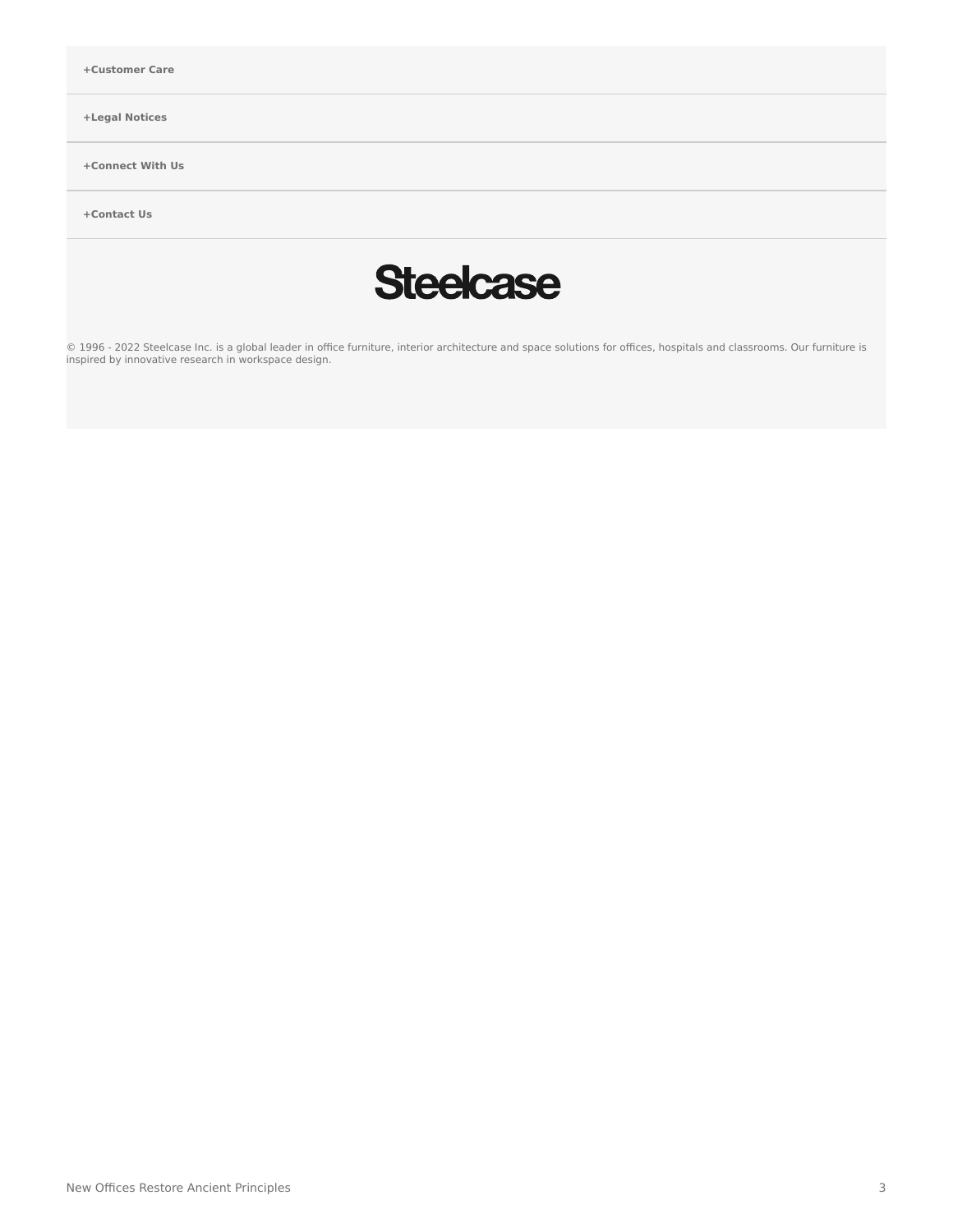**+Customer Care**

**+Legal Notices**

**+Connect With Us**

**+Contact Us**

Steelcase

© 1996 - 2022 Steelcase Inc. is a global leader in office furniture, interior architecture and space solutions for offices, hospitals and classrooms. Our furniture is inspired by innovative research in workspace design.